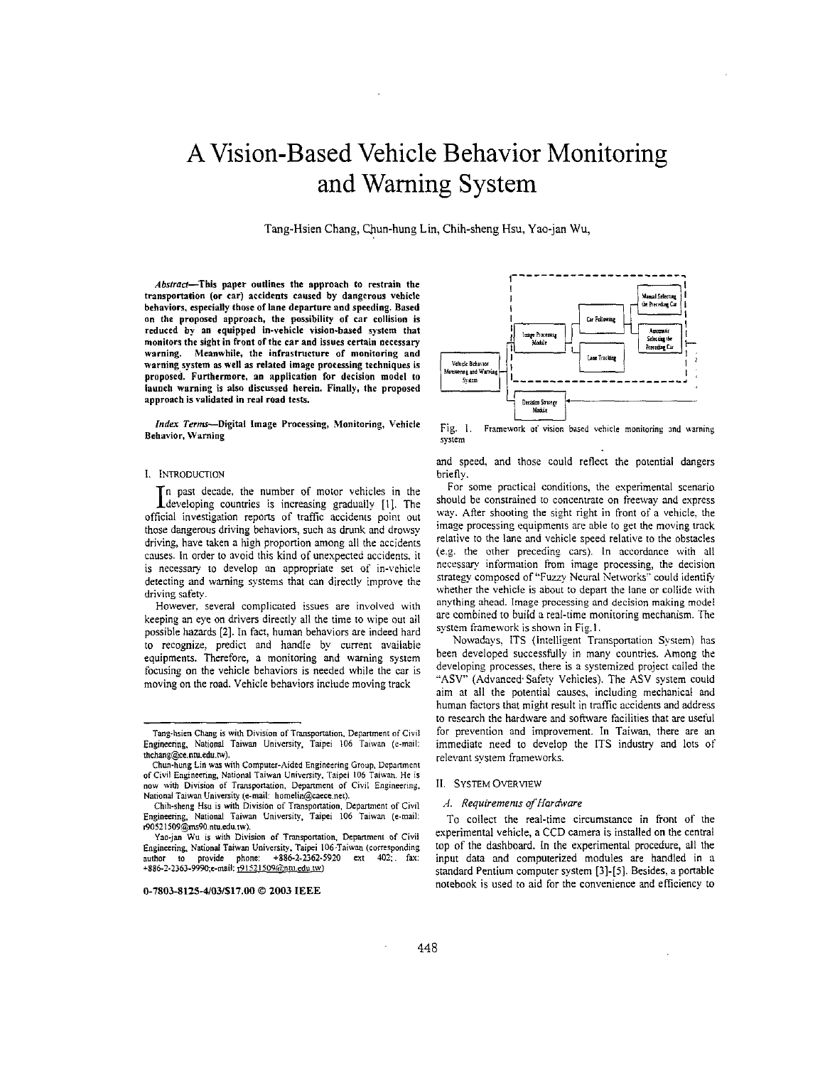# A Vision-Based Vehicle Behavior Monitoring and Warning System

Tang-Hsien Chang, Chun-hung Lin, Chih-sheng Hsu, Yao-jan Wu,

***Abstract*—This paper outlines the approach to restrain the transportation (or car) accidents caused by dangerous vehicle behaviors, especially those of lane departure and speeding. Based on the proposed approach, the possibility of car collision is reduced by an equipped in-vehicle vision-based system that monitors the sight in front of the car and issues certain necessary warning. Meanwhile, the infrastructure of monitoring and warning system as well as related image processing techniques is proposed. Furthermore, an application for decision model to launch warning is also discussed herein. Finally, the proposed approach is validated in real road tests.**

***Index Terms*—Digital Image Processing, Monitoring, Vehicle Behavior, Warning**

## I. Introduction

In past decade, the number of motor vehicles in the developing countries is increasing gradually [1]. The official investigation reports of traffic accidents point out those dangerous driving behaviors, such as drunk and drowsy driving, have taken a high proportion among all the accidents causes. In order to avoid this kind of unexpected accidents, it is necessary to develop an appropriate set of in-vehicle detecting and warning systems that can directly improve the driving safety.

However, several complicated issues are involved with keeping an eye on drivers directly all the time to wipe out all possible hazards [2]. In fact, human behaviors are indeed hard to recognize, predict and handle by current available equipments. Therefore, a monitoring and warning system focusing on the vehicle behaviors is needed while the car is moving on the road. Vehicle behaviors include moving track and speed, and those could reflect the potential dangers briefly.

For some practical conditions, the experimental scenario should be constrained to concentrate on freeway and express way. After shooting the sight right in front of a vehicle, the image processing equipments are able to get the moving track relative to the lane and vehicle speed relative to the obstacles (e.g. the other preceding cars). In accordance with all necessary information from image processing, the decision strategy composed of "Fuzzy Neural Networks" could identify whether the vehicle is about to depart the lane or collide with anything ahead. Image processing and decision making model are combined to build a real-time monitoring mechanism. The system framework is shown in Fig. 1.

Vehicle Behavior Monitoring and Warning System — Image Processing Module — Car Following — Manual Selecting the Preceding Car — Automatic Selecting the Preceding Car — Lane Tracking — Decision Strategy Module

Fig. 1. Framework of vision based vehicle monitoring and warning system

Nowadays, ITS (Intelligent Transportation System) has been developed successfully in many countries. Among the developing processes, there is a systemized project called the "ASV" (Advanced Safety Vehicles). The ASV system could aim at all the potential causes, including mechanical and human factors that might result in traffic accidents and address to research the hardware and software facilities that are useful for prevention and improvement. In Taiwan, there are an immediate need to develop the ITS industry and lots of relevant system frameworks.

## II. System Overview

### *A. Requirements of Hardware*

To collect the real-time circumstance in front of the experimental vehicle, a CCD camera is installed on the central top of the dashboard. In the experimental procedure, all the input data and computerized modules are handled in a standard Pentium computer system [3]-[5]. Besides, a portable notebook is used to aid for the convenience and efficiency to

---

Tang-hsien Chang is with Division of Transportation, Department of Civil Engineering, National Taiwan University, Taipei 106 Taiwan (e-mail: thchang@ce.ntu.edu.tw).

Chun-hung Lin was with Computer-Aided Engineering Group, Department of Civil Engineering, National Taiwan University, Taipei 106 Taiwan. He is now with Division of Transportation, Department of Civil Engineering, National Taiwan University (e-mail: homelin@caece.net).

Chih-sheng Hsu is with Division of Transportation, Department of Civil Engineering, National Taiwan University, Taipei 106 Taiwan (e-mail: r90521509@ms90.ntu.edu.tw).

Yao-jan Wu is with Division of Transportation, Department of Civil Engineering, National Taiwan University, Taipei 106 Taiwan (corresponding author to provide phone: +886-2-2362-5920 ext 402; fax: +886-2-2363-9990; e-mail: r91521509@ntu.edu.tw)

0-7803-8125-4/03/$17.00 © 2003 IEEE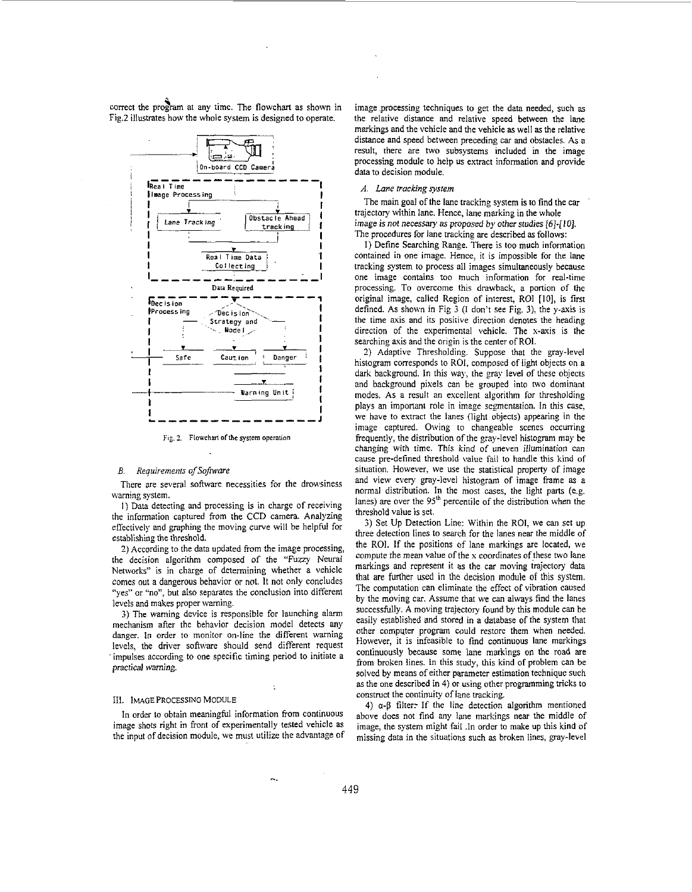correct the program at any time. The flowchart as shown in Fig.2 illustrates how the whole system is designed to operate.

Fig. 2. Flowchart of the system operation

### B. Requirements of Software

There are several software necessities for the drowsiness warning system.

1) Data detecting and processing is in charge of receiving the information captured from the CCD camera. Analyzing effectively and graphing the moving curve will be helpful for establishing the threshold.

2) According to the data updated from the image processing, the decision algorithm composed of the "Fuzzy Neural Networks" is in charge of determining whether a vehicle comes out a dangerous behavior or not. It not only concludes "yes" or "no", but also separates the conclusion into different levels and makes proper warning.

3) The warning device is responsible for launching alarm mechanism after the behavior decision model detects any danger. In order to monitor on-line the different warning levels, the driver software should send different request impulses according to one specific timing period to initiate a practical warning.

## III. Image Processing Module

In order to obtain meaningful information from continuous image shots right in front of experimentally tested vehicle as the input of decision module, we must utilize the advantage of image processing techniques to get the data needed, such as the relative distance and relative speed between the lane markings and the vehicle and the vehicle as well as the relative distance and speed between preceding car and obstacles. As a result, there are two subsystems included in the image processing module to help us extract information and provide data to decision module.

### A. Lane tracking system

The main goal of the lane tracking system is to find the car trajectory within lane. Hence, lane marking in the whole image is not necessary as proposed by other studies [6]-[10]. The procedures for lane tracking are described as follows:

1) Define Searching Range. There is too much information contained in one image. Hence, it is impossible for the lane tracking system to process all images simultaneously because one image contains too much information for real-time processing. To overcome this drawback, a portion of the original image, called Region of interest, ROI [10], is first defined. As shown in Fig 3 (I don't see Fig. 3), the y-axis is the time axis and its positive direction denotes the heading direction of the experimental vehicle. The x-axis is the searching axis and the origin is the center of ROI.

2) Adaptive Thresholding. Suppose that the gray-level histogram corresponds to ROI, composed of light objects on a dark background. In this way, the gray level of these objects and background pixels can be grouped into two dominant modes. As a result an excellent algorithm for thresholding plays an important role in image segmentation. In this case, we have to extract the lanes (light objects) appearing in the image captured. Owing to changeable scenes occurring frequently, the distribution of the gray-level histogram may be changing with time. This kind of uneven illumination can cause pre-defined threshold value fail to handle this kind of situation. However, we use the statistical property of image and view every gray-level histogram of image frame as a normal distribution. In the most cases, the light parts (e.g. lanes) are over the $95^{th}$ percentile of the distribution when the threshold value is set.

3) Set Up Detection Line: Within the ROI, we can set up three detection lines to search for the lanes near the middle of the ROI. If the positions of lane markings are located, we compute the mean value of the x coordinates of these two lane markings and represent it as the car moving trajectory data that are further used in the decision module of this system. The computation can eliminate the effect of vibration caused by the moving car. Assume that we can always find the lanes successfully. A moving trajectory found by this module can be easily established and stored in a database of the system that other computer program could restore them when needed. However, it is infeasible to find continuous lane markings continuously because some lane markings on the road are from broken lines. In this study, this kind of problem can be solved by means of either parameter estimation technique such as the one described in 4) or using other programming tricks to construct the continuity of lane tracking.

4) $\alpha$-$\beta$ filter: If the line detection algorithm mentioned above does not find any lane markings near the middle of image, the system might fail .In order to make up this kind of missing data in the situations such as broken lines, gray-level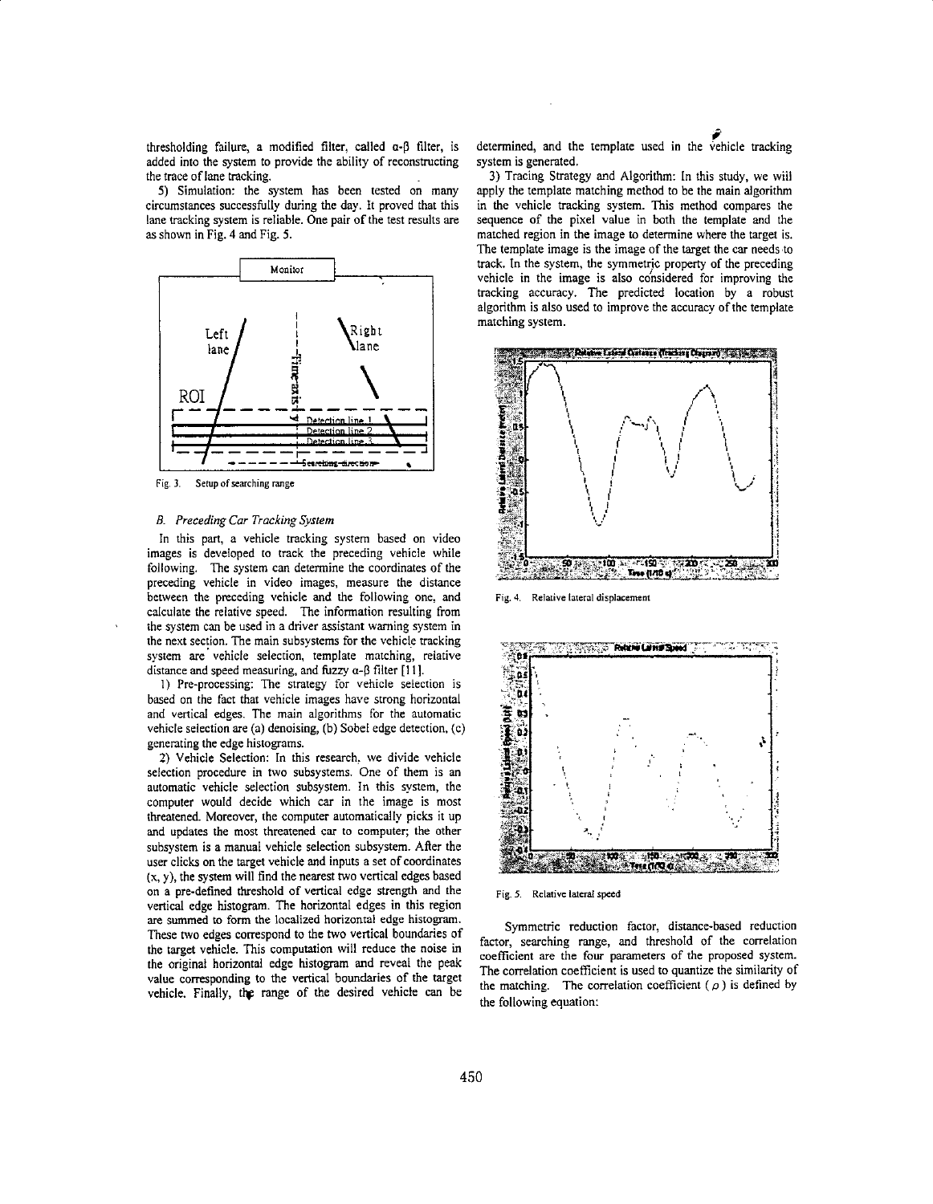thresholding failure, a modified filter, called α-β filter, is added into the system to provide the ability of reconstructing the trace of lane tracking.

5) Simulation: the system has been tested on many circumstances successfully during the day. It proved that this lane tracking system is reliable. One pair of the test results are as shown in Fig. 4 and Fig. 5.

Fig. 3. Setup of searching range

### B. Preceding Car Tracking System

In this part, a vehicle tracking system based on video images is developed to track the preceding vehicle while following. The system can determine the coordinates of the preceding vehicle in video images, measure the distance between the preceding vehicle and the following one, and calculate the relative speed. The information resulting from the system can be used in a driver assistant warning system in the next section. The main subsystems for the vehicle tracking system are vehicle selection, template matching, relative distance and speed measuring, and fuzzy α-β filter [11].

1) Pre-processing: The strategy for vehicle selection is based on the fact that vehicle images have strong horizontal and vertical edges. The main algorithms for the automatic vehicle selection are (a) denoising, (b) Sobel edge detection, (c) generating the edge histograms.

2) Vehicle Selection: In this research, we divide vehicle selection procedure in two subsystems. One of them is an automatic vehicle selection subsystem. In this system, the computer would decide which car in the image is most threatened. Moreover, the computer automatically picks it up and updates the most threatened car to computer; the other subsystem is a manual vehicle selection subsystem. After the user clicks on the target vehicle and inputs a set of coordinates (x, y), the system will find the nearest two vertical edges based on a pre-defined threshold of vertical edge strength and the vertical edge histogram. The horizontal edges in this region are summed to form the localized horizontal edge histogram. These two edges correspond to the two vertical boundaries of the target vehicle. This computation will reduce the noise in the original horizontal edge histogram and reveal the peak value corresponding to the vertical boundaries of the target vehicle. Finally, the range of the desired vehicle can be determined, and the template used in the vehicle tracking system is generated.

3) Tracing Strategy and Algorithm: In this study, we will apply the template matching method to be the main algorithm in the vehicle tracking system. This method compares the sequence of the pixel value in both the template and the matched region in the image to determine where the target is. The template image is the image of the target the car needs to track. In the system, the symmetric property of the preceding vehicle in the image is also considered for improving the tracking accuracy. The predicted location by a robust algorithm is also used to improve the accuracy of the template matching system.

Fig. 4. Relative lateral displacement

Fig. 5. Relative lateral speed

Symmetric reduction factor, distance-based reduction factor, searching range, and threshold of the correlation coefficient are the four parameters of the proposed system. The correlation coefficient is used to quantize the similarity of the matching. The correlation coefficient ($\rho$) is defined by the following equation: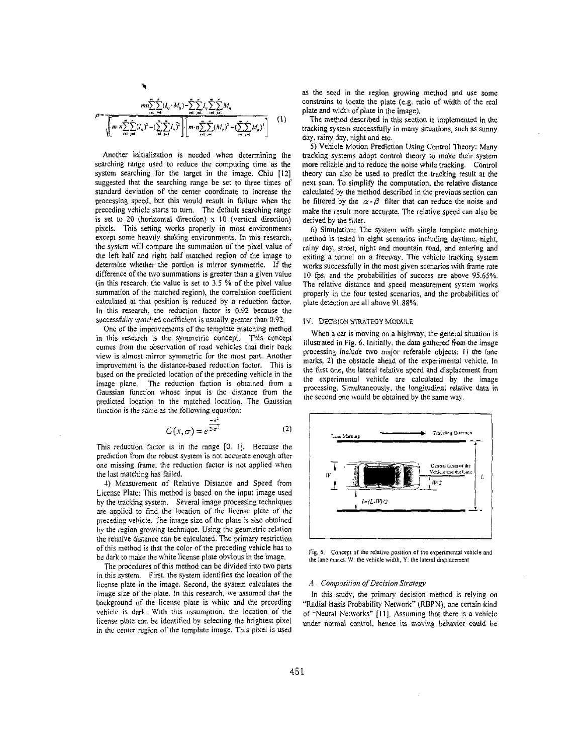$$\rho = \frac{mn\sum_{i=1}^{m}\sum_{j=1}^{n}(I_{ij}\cdot M_{ij}) - \sum_{i=1}^{m}\sum_{j=1}^{n}I_{ij}\sum_{i=1}^{m}\sum_{j=1}^{n}M_{ij}}{\sqrt{\left[m\cdot n\sum_{i=1}^{m}\sum_{j=1}^{n}(I_{ij})^2 - (\sum_{i=1}^{m}\sum_{j=1}^{n}I_{ij})^2\right]\cdot\left[m\cdot n\sum_{i=1}^{m}\sum_{j=1}^{n}(M_{ij})^2 - (\sum_{i=1}^{m}\sum_{j=1}^{n}M_{ij})^2\right]}} \quad (1)$$

Another initialization is needed when determining the searching range used to reduce the computing time as the system searching for the target in the image. Chiu [12] suggested that the searching range be set to three times of standard deviation of the center coordinate to increase the processing speed, but this would result in failure when the preceding vehicle starts to turn. The default searching range is set to 20 (horizontal direction) x 10 (vertical direction) pixels. This setting works properly in most environments except some heavily shaking environments. In this research, the system will compare the summation of the pixel value of the left half and right half matched region of the image to determine whether the portion is mirror symmetric. If the difference of the two summations is greater than a given value (in this research, the value is set to 3.5 % of the pixel value summation of the matched region), the correlation coefficient calculated at that position is reduced by a reduction factor. In this research, the reduction factor is 0.92 because the successfully matched coefficient is usually greater than 0.92.

One of the improvements of the template matching method in this research is the symmetric concept. This concept comes from the observation of road vehicles that their back view is almost mirror symmetric for the most part. Another improvement is the distance-based reduction factor. This is based on the predicted location of the preceding vehicle in the image plane. The reduction faction is obtained from a Gaussian function whose input is the distance from the predicted location to the matched location. The Gaussian function is the same as the following equation:

$$G(x,\sigma) = e^{\frac{-x^2}{2\cdot\sigma^2}} \quad (2)$$

This reduction factor is in the range [0, 1]. Because the prediction from the robust system is not accurate enough after one missing frame, the reduction factor is not applied when the last matching has failed.

4) Measurement of Relative Distance and Speed from License Plate: This method is based on the input image used by the tracking system. Several image processing techniques are applied to find the location of the license plate of the preceding vehicle. The image size of the plate is also obtained by the region growing technique. Using the geometric relation the relative distance can be calculated. The primary restriction of this method is that the color of the preceding vehicle has to be dark to make the white license plate obvious in the image.

The procedures of this method can be divided into two parts in this system. First, the system identifies the location of the license plate in the image. Second, the system calculates the image size of the plate. In this research, we assumed that the background of the license plate is white and the preceding vehicle is dark. With this assumption, the location of the license plate can be identified by selecting the brightest pixel in the center region of the template image. This pixel is used as the seed in the region growing method and use some constrains to locate the plate (e.g. ratio of width of the real plate and width of plate in the image).

The method described in this section is implemented in the tracking system successfully in many situations, such as sunny day, rainy day, night and etc.

5) Vehicle Motion Prediction Using Control Theory: Many tracking systems adopt control theory to make their system more reliable and to reduce the noise while tracking. Control theory can also be used to predict the tracking result at the next scan. To simplify the computation, the relative distance calculated by the method described in the previous section can be filtered by the $\alpha$-$\beta$ filter that can reduce the noise and make the result more accurate. The relative speed can also be derived by the filter.

6) Simulation: The system with single template matching method is tested in eight scenarios including daytime, night, rainy day, street, night and mountain road, and entering and exiting a tunnel on a freeway. The vehicle tracking system works successfully in the most given scenarios with frame rate 10 fps, and the probabilities of success are above 95.65%. The relative distance and speed measurement system works properly in the four tested scenarios, and the probabilities of plate detection are all above 91.88%.

## IV. Decision Strategy Module

When a car is moving on a highway, the general situation is illustrated in Fig. 6. Initially, the data gathered from the image processing include two major referable objects: 1) the lane marks, 2) the obstacle ahead of the experimental vehicle. In the first one, the lateral relative speed and displacement from the experimental vehicle are calculated by the image processing. Simultaneously, the longitudinal relative data in the second one would be obtained by the same way.

Fig. 6. Concept of the relative position of the experimental vehicle and the lane marks. W: the vehicle width, Y: the lateral displacement

### A. Composition of Decision Strategy

In this study, the primary decision method is relying on "Radial Basis Probability Network" (RBPN), one certain kind of "Neural Networks" [11]. Assuming that there is a vehicle under normal control, hence its moving behavior could be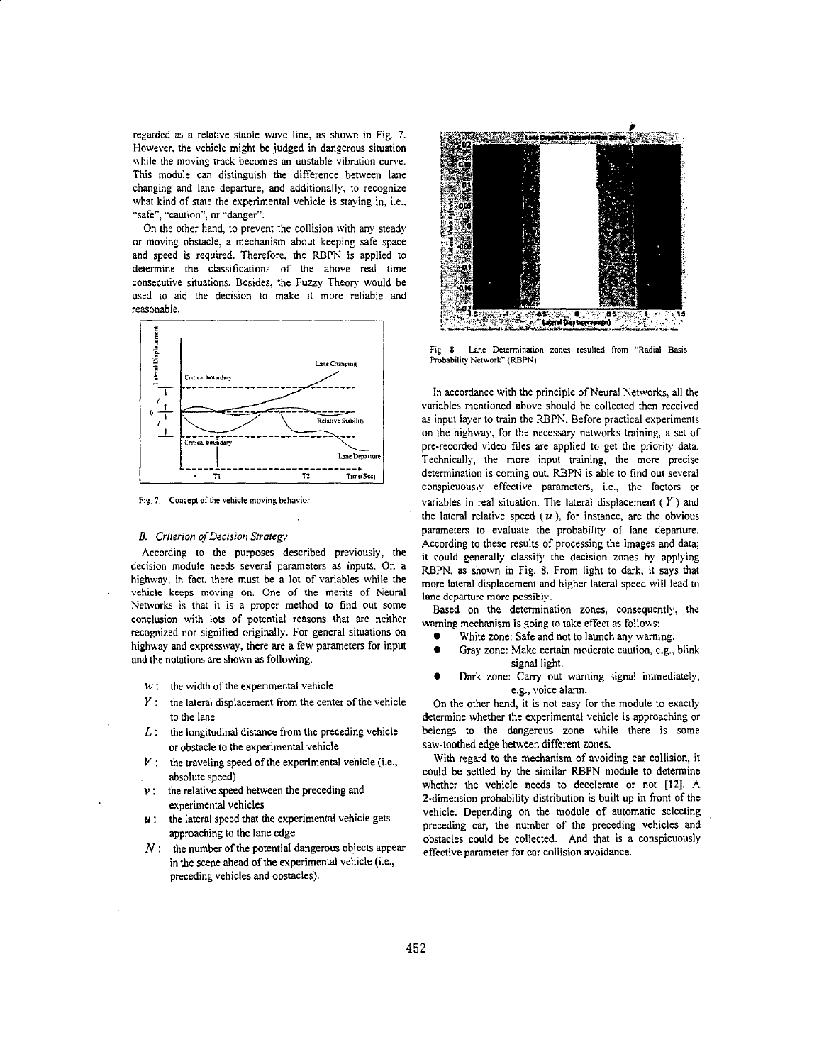regarded as a relative stable wave line, as shown in Fig. 7. However, the vehicle might be judged in dangerous situation while the moving track becomes an unstable vibration curve. This module can distinguish the difference between lane changing and lane departure, and additionally, to recognize what kind of state the experimental vehicle is staying in, i.e., "safe", "caution", or "danger".

On the other hand, to prevent the collision with any steady or moving obstacle, a mechanism about keeping safe space and speed is required. Therefore, the RBPN is applied to determine the classifications of the above real time consecutive situations. Besides, the Fuzzy Theory would be used to aid the decision to make it more reliable and reasonable.

Fig. 7. Concept of the vehicle moving behavior

### B. Criterion of Decision Strategy

According to the purposes described previously, the decision module needs several parameters as inputs. On a highway, in fact, there must be a lot of variables while the vehicle keeps moving on. One of the merits of Neural Networks is that it is a proper method to find out some conclusion with lots of potential reasons that are neither recognized nor signified originally. For general situations on highway and expressway, there are a few parameters for input and the notations are shown as following.

- $w$ : the width of the experimental vehicle
- $Y$ : the lateral displacement from the center of the vehicle to the lane
- $L$ : the longitudinal distance from the preceding vehicle or obstacle to the experimental vehicle
- $V$ : the traveling speed of the experimental vehicle (i.e., absolute speed)
- $v$ : the relative speed between the preceding and experimental vehicles
- $u$ : the lateral speed that the experimental vehicle gets approaching to the lane edge
- $N$ : the number of the potential dangerous objects appear in the scene ahead of the experimental vehicle (i.e., preceding vehicles and obstacles).

Fig. 8. Lane Determination zones resulted from "Radial Basis Probability Network" (RBPN)

In accordance with the principle of Neural Networks, all the variables mentioned above should be collected then received as input layer to train the RBPN. Before practical experiments on the highway, for the necessary networks training, a set of pre-recorded video files are applied to get the priority data. Technically, the more input training, the more precise determination is coming out. RBPN is able to find out several conspicuously effective parameters, i.e., the factors or variables in real situation. The lateral displacement ($Y$) and the lateral relative speed ($u$), for instance, are the obvious parameters to evaluate the probability of lane departure. According to these results of processing the images and data; it could generally classify the decision zones by applying RBPN, as shown in Fig. 8. From light to dark, it says that more lateral displacement and higher lateral speed will lead to lane departure more possibly.

Based on the determination zones, consequently, the warning mechanism is going to take effect as follows:

- White zone: Safe and not to launch any warning.
- Gray zone: Make certain moderate caution, e.g., blink signal light.
- Dark zone: Carry out warning signal immediately, e.g., voice alarm.

On the other hand, it is not easy for the module to exactly determine whether the experimental vehicle is approaching or belongs to the dangerous zone while there is some saw-toothed edge between different zones.

With regard to the mechanism of avoiding car collision, it could be settled by the similar RBPN module to determine whether the vehicle needs to decelerate or not [12]. A 2-dimension probability distribution is built up in front of the vehicle. Depending on the module of automatic selecting preceding car, the number of the preceding vehicles and obstacles could be collected. And that is a conspicuously effective parameter for car collision avoidance.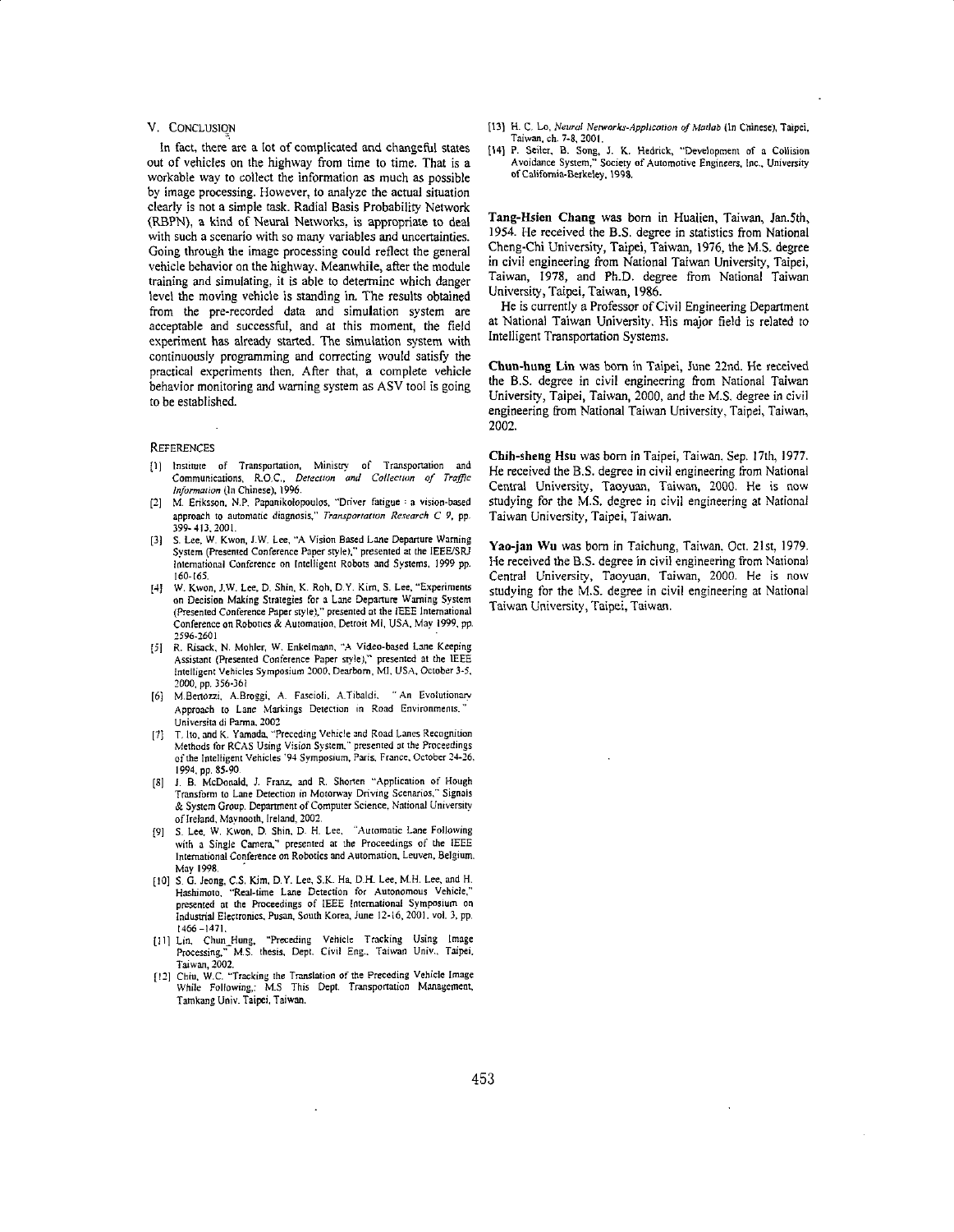## V. Conclusion

In fact, there are a lot of complicated and changeful states out of vehicles on the highway from time to time. That is a workable way to collect the information as much as possible by image processing. However, to analyze the actual situation clearly is not a simple task. Radial Basis Probability Network (RBPN), a kind of Neural Networks, is appropriate to deal with such a scenario with so many variables and uncertainties. Going through the image processing could reflect the general vehicle behavior on the highway. Meanwhile, after the module training and simulating, it is able to determine which danger level the moving vehicle is standing in. The results obtained from the pre-recorded data and simulation system are acceptable and successful, and at this moment, the field experiment has already started. The simulation system with continuously programming and correcting would satisfy the practical experiments then. After that, a complete vehicle behavior monitoring and warning system as ASV tool is going to be established.

## References

[1] Institute of Transportation, Ministry of Transportation and Communications, R.O.C., *Detection and Collection of Traffic Information* (In Chinese), 1996.

[2] M. Eriksson, N.P. Papanikolopoulos, "Driver fatigue : a vision-based approach to automatic diagnosis," *Transportation Research C 9*, pp. 399-413, 2001.

[3] S. Lee, W. Kwon, J.W. Lee, "A Vision Based Lane Departure Warning System (Presented Conference Paper style)," presented at the IEEE/SRJ International Conference on Intelligent Robots and Systems, 1999 pp. 160-165.

[4] W. Kwon, J.W. Lee, D. Shin, K. Roh, D.Y. Kim, S. Lee, "Experiments on Decision Making Strategies for a Lane Departure Warning System (Presented Conference Paper style)," presented at the IEEE International Conference on Robotics & Automation, Detroit MI, USA, May 1999, pp. 2596-2601

[5] R. Risack, N. Mohler, W. Enkelmann, "A Video-based Lane Keeping Assistant (Presented Conference Paper style)," presented at the IEEE Intelligent Vehicles Symposium 2000, Dearborn, MI, USA, October 3-5, 2000, pp. 356-361

[6] M.Bertozzi, A.Broggi, A. Fascioli, A.Tibaldi, "An Evolutionary Approach to Lane Markings Detection in Road Environments." Universita di Parma, 2002

[7] T. Ito, and K. Yamada, "Preceding Vehicle and Road Lanes Recognition Methods for RCAS Using Vision System," presented at the Proceedings of the Intelligent Vehicles '94 Symposium, Paris, France, October 24-26, 1994, pp. 85-90

[8] J. B. McDonald, J. Franz, and R. Shorten "Application of Hough Transform to Lane Detection in Motorway Driving Scenarios," Signals & System Group, Department of Computer Science, National University of Ireland, Maynooth, Ireland, 2002.

[9] S. Lee, W. Kwon, D. Shin, D. H. Lee, "Automatic Lane Following with a Single Camera," presented at the Proceedings of the IEEE International Conference on Robotics and Automation, Leuven, Belgium, May 1998.

[10] S. G. Jeong, C.S. Kim, D.Y. Lee, S.K. Ha, D.H. Lee, M.H. Lee, and H. Hashimoto, "Real-time Lane Detection for Autonomous Vehicle," presented at the Proceedings of IEEE International Symposium on Industrial Electronics, Pusan, South Korea, June 12-16, 2001, vol. 3, pp. 1466-1471.

[11] Lin, Chun_Hung, "Preceding Vehicle Tracking Using Image Processing," M.S. thesis, Dept. Civil Eng., Taiwan Univ., Taipei, Taiwan, 2002.

[12] Chiu, W.C. "Tracking the Translation of the Preceding Vehicle Image While Following,: M.S This Dept. Transportation Management, Tamkang Univ. Taipei, Taiwan.

[13] H. C. Lo, *Neural Networks-Application of Matlab* (In Chinese), Taipei, Taiwan, ch. 7-8, 2001.

[14] P. Seiler, B. Song, J. K. Hedrick, "Development of a Collision Avoidance System," Society of Automotive Engineers, Inc., University of California-Berkeley, 1998.

**Tang-Hsien Chang** was born in Hualien, Taiwan, Jan.5th, 1954. He received the B.S. degree in statistics from National Cheng-Chi University, Taipei, Taiwan, 1976, the M.S. degree in civil engineering from National Taiwan University, Taipei, Taiwan, 1978, and Ph.D. degree from National Taiwan University, Taipei, Taiwan, 1986.

He is currently a Professor of Civil Engineering Department at National Taiwan University. His major field is related to Intelligent Transportation Systems.

**Chun-hung Lin** was born in Taipei, June 22nd. He received the B.S. degree in civil engineering from National Taiwan University, Taipei, Taiwan, 2000, and the M.S. degree in civil engineering from National Taiwan University, Taipei, Taiwan, 2002.

**Chih-sheng Hsu** was born in Taipei, Taiwan, Sep. 17th, 1977. He received the B.S. degree in civil engineering from National Central University, Taoyuan, Taiwan, 2000. He is now studying for the M.S. degree in civil engineering at National Taiwan University, Taipei, Taiwan.

**Yao-jan Wu** was born in Taichung, Taiwan, Oct. 21st, 1979. He received the B.S. degree in civil engineering from National Central University, Taoyuan, Taiwan, 2000. He is now studying for the M.S. degree in civil engineering at National Taiwan University, Taipei, Taiwan.